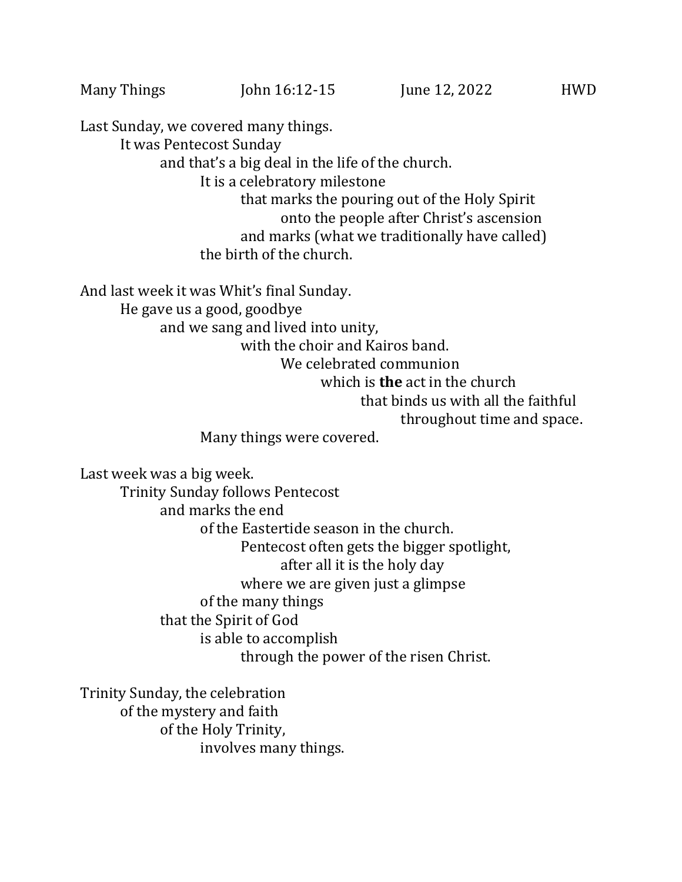Many Things John 16:12-15 June 12, 2022 HWD

Last Sunday, we covered many things.
It was Pentecost Sunday
and that's a big deal in the life of the church.
It is a celebratory milestone
that marks the pouring out of the Holy Spirit
onto the people after Christ's ascension
and marks (what we traditionally have called)
the birth of the church.

And last week it was Whit's final Sunday.
He gave us a good, goodbye
and we sang and lived into unity,
with the choir and Kairos band.
We celebrated communion
which is **the** act in the church
that binds us with all the faithful
throughout time and space.
Many things were covered.

Last week was a big week.
Trinity Sunday follows Pentecost
and marks the end
of the Eastertide season in the church.
Pentecost often gets the bigger spotlight,
after all it is the holy day
where we are given just a glimpse
of the many things
that the Spirit of God
is able to accomplish
through the power of the risen Christ.

Trinity Sunday, the celebration
of the mystery and faith
of the Holy Trinity,
involves many things.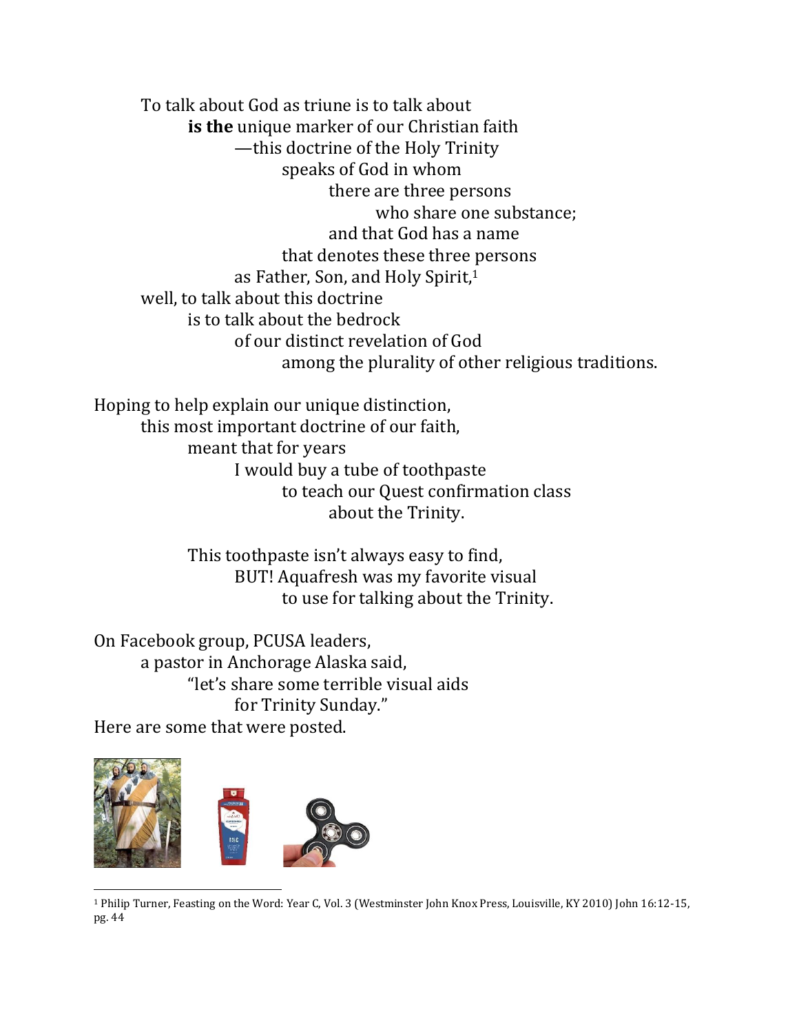To talk about God as triune is to talk about
**is the** unique marker of our Christian faith
—this doctrine of the Holy Trinity
speaks of God in whom
there are three persons
who share one substance;
and that God has a name
that denotes these three persons
as Father, Son, and Holy Spirit,[1]
well, to talk about this doctrine
is to talk about the bedrock
of our distinct revelation of God
among the plurality of other religious traditions.

Hoping to help explain our unique distinction,
this most important doctrine of our faith,
meant that for years
I would buy a tube of toothpaste
to teach our Quest confirmation class
about the Trinity.

This toothpaste isn't always easy to find,
BUT! Aquafresh was my favorite visual
to use for talking about the Trinity.

On Facebook group, PCUSA leaders,
a pastor in Anchorage Alaska said,
"let's share some terrible visual aids
for Trinity Sunday."
Here are some that were posted.

---

[1] Philip Turner, Feasting on the Word: Year C, Vol. 3 (Westminster John Knox Press, Louisville, KY 2010) John 16:12-15, pg. 44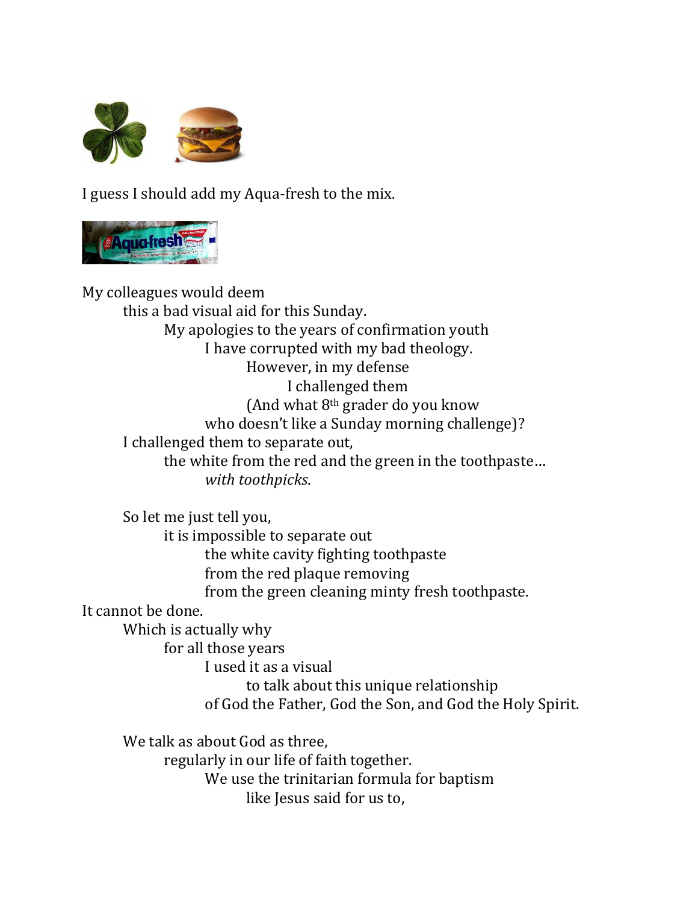I guess I should add my Aqua-fresh to the mix.

My colleagues would deem
this a bad visual aid for this Sunday.
My apologies to the years of confirmation youth
I have corrupted with my bad theology.
However, in my defense
I challenged them
(And what 8th grader do you know
who doesn't like a Sunday morning challenge)?
I challenged them to separate out,
the white from the red and the green in the toothpaste…
*with toothpicks*.

So let me just tell you,
it is impossible to separate out
the white cavity fighting toothpaste
from the red plaque removing
from the green cleaning minty fresh toothpaste.
It cannot be done.
Which is actually why
for all those years
I used it as a visual
to talk about this unique relationship
of God the Father, God the Son, and God the Holy Spirit.

We talk as about God as three,
regularly in our life of faith together.
We use the trinitarian formula for baptism
like Jesus said for us to,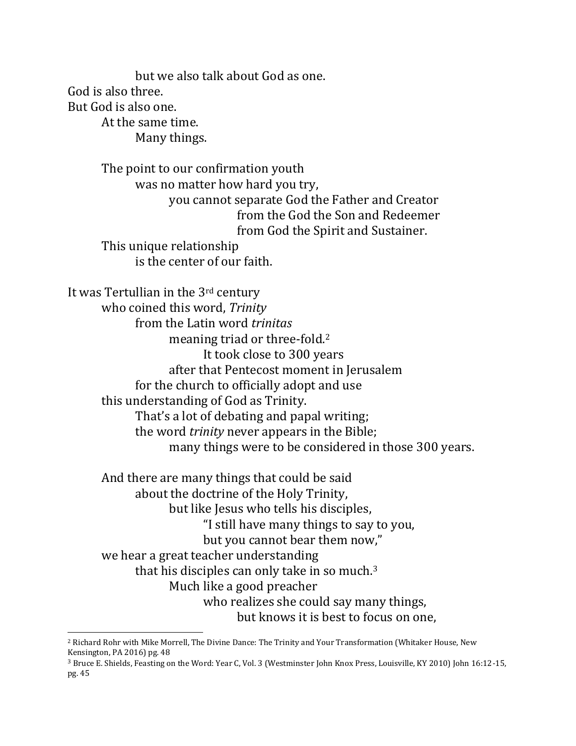but we also talk about God as one.
God is also three.
But God is also one.
At the same time.
Many things.

The point to our confirmation youth
was no matter how hard you try,
you cannot separate God the Father and Creator
from the God the Son and Redeemer
from God the Spirit and Sustainer.
This unique relationship
is the center of our faith.

It was Tertullian in the 3rd century
who coined this word, *Trinity*
from the Latin word *trinitas*
meaning triad or three-fold.[2]
It took close to 300 years
after that Pentecost moment in Jerusalem
for the church to officially adopt and use
this understanding of God as Trinity.
That's a lot of debating and papal writing;
the word *trinity* never appears in the Bible;
many things were to be considered in those 300 years.

And there are many things that could be said
about the doctrine of the Holy Trinity,
but like Jesus who tells his disciples,
"I still have many things to say to you,
but you cannot bear them now,"
we hear a great teacher understanding
that his disciples can only take in so much.[3]
Much like a good preacher
who realizes she could say many things,
but knows it is best to focus on one,

---

[2] Richard Rohr with Mike Morrell, The Divine Dance: The Trinity and Your Transformation (Whitaker House, New Kensington, PA 2016) pg. 48

[3] Bruce E. Shields, Feasting on the Word: Year C, Vol. 3 (Westminster John Knox Press, Louisville, KY 2010) John 16:12-15, pg. 45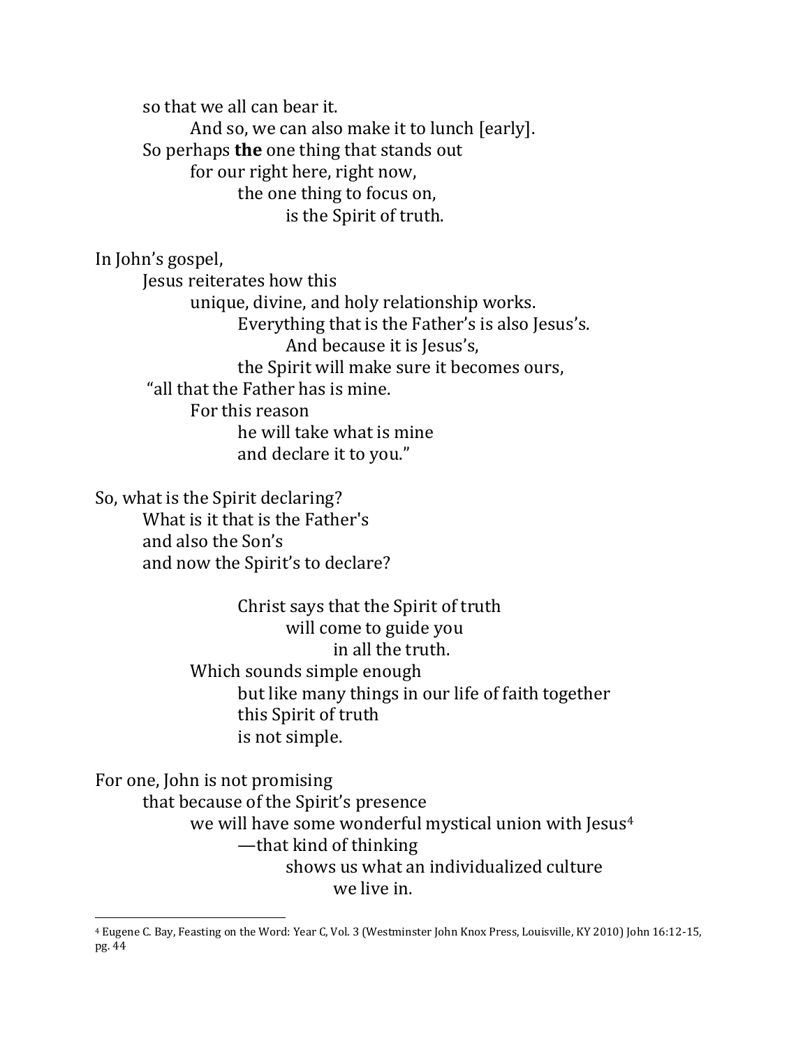so that we all can bear it.
And so, we can also make it to lunch [early].
So perhaps **the** one thing that stands out
for our right here, right now,
the one thing to focus on,
is the Spirit of truth.

In John's gospel,
Jesus reiterates how this
unique, divine, and holy relationship works.
Everything that is the Father's is also Jesus's.
And because it is Jesus's,
the Spirit will make sure it becomes ours,
"all that the Father has is mine.
For this reason
he will take what is mine
and declare it to you."

So, what is the Spirit declaring?
What is it that is the Father's
and also the Son's
and now the Spirit's to declare?

Christ says that the Spirit of truth
will come to guide you
in all the truth.
Which sounds simple enough
but like many things in our life of faith together
this Spirit of truth
is not simple.

For one, John is not promising
that because of the Spirit's presence
we will have some wonderful mystical union with Jesus[4]
—that kind of thinking
shows us what an individualized culture
we live in.

---

[4] Eugene C. Bay, Feasting on the Word: Year C, Vol. 3 (Westminster John Knox Press, Louisville, KY 2010) John 16:12-15, pg. 44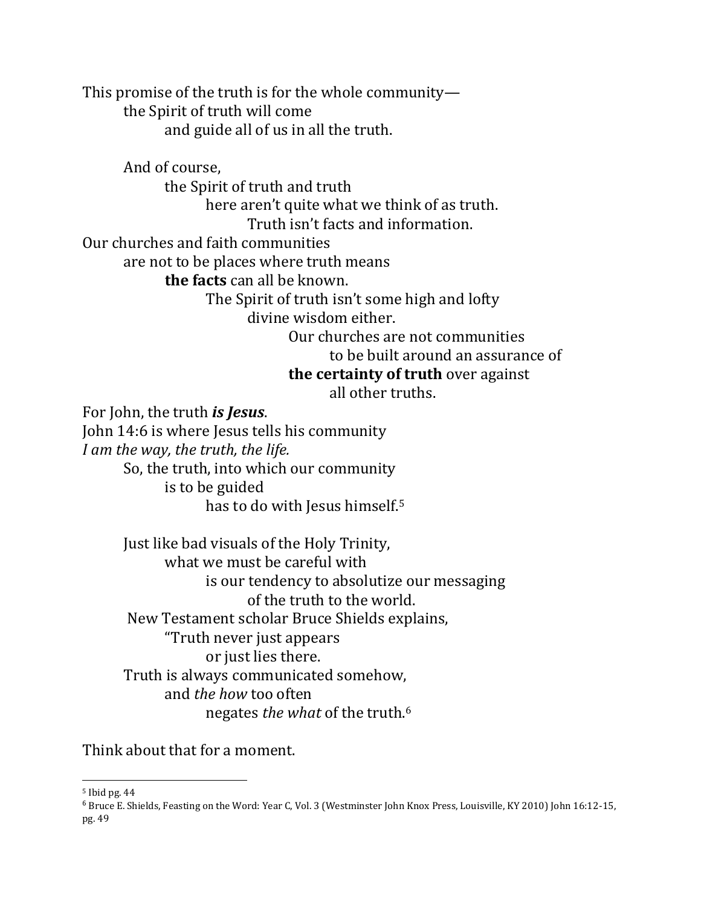This promise of the truth is for the whole community—
the Spirit of truth will come
and guide all of us in all the truth.

And of course,
the Spirit of truth and truth
here aren't quite what we think of as truth.
Truth isn't facts and information.
Our churches and faith communities
are not to be places where truth means
**the facts** can all be known.
The Spirit of truth isn't some high and lofty
divine wisdom either.
Our churches are not communities
to be built around an assurance of
**the certainty of truth** over against
all other truths.
For John, the truth ***is Jesus***.
John 14:6 is where Jesus tells his community
*I am the way, the truth, the life.*
So, the truth, into which our community
is to be guided
has to do with Jesus himself.[5]

Just like bad visuals of the Holy Trinity,
what we must be careful with
is our tendency to absolutize our messaging
of the truth to the world.
New Testament scholar Bruce Shields explains,
"Truth never just appears
or just lies there.
Truth is always communicated somehow,
and *the how* too often
negates *the what* of the truth.[6]

Think about that for a moment.

---

[5] Ibid pg. 44

[6] Bruce E. Shields, Feasting on the Word: Year C, Vol. 3 (Westminster John Knox Press, Louisville, KY 2010) John 16:12-15, pg. 49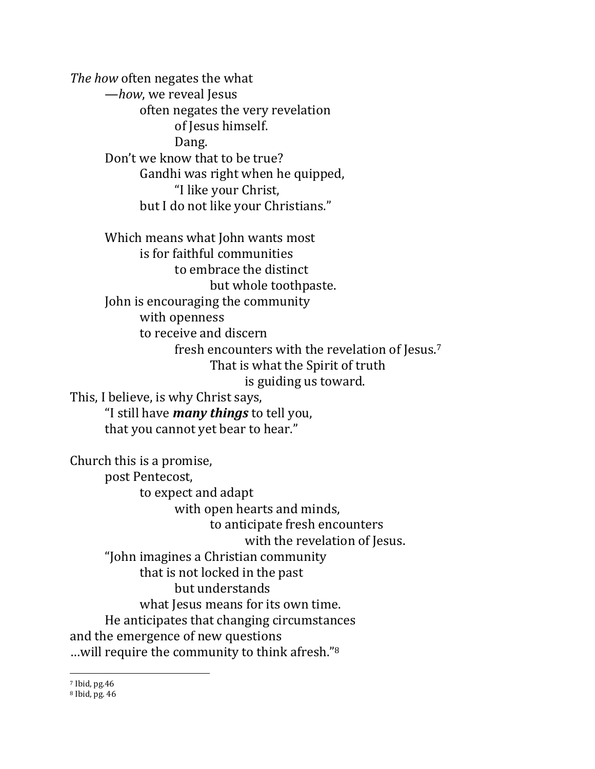*The how* often negates the what
—*how*, we reveal Jesus
often negates the very revelation
of Jesus himself.
Dang.
Don't we know that to be true?
Gandhi was right when he quipped,
"I like your Christ,
but I do not like your Christians."

Which means what John wants most
is for faithful communities
to embrace the distinct
but whole toothpaste.
John is encouraging the community
with openness
to receive and discern
fresh encounters with the revelation of Jesus.[7]
That is what the Spirit of truth
is guiding us toward.
This, I believe, is why Christ says,
"I still have ***many things*** to tell you,
that you cannot yet bear to hear."

Church this is a promise,
post Pentecost,
to expect and adapt
with open hearts and minds,
to anticipate fresh encounters
with the revelation of Jesus.
"John imagines a Christian community
that is not locked in the past
but understands
what Jesus means for its own time.
He anticipates that changing circumstances
and the emergence of new questions
…will require the community to think afresh."[8]

---

[7] Ibid, pg.46
[8] Ibid, pg. 46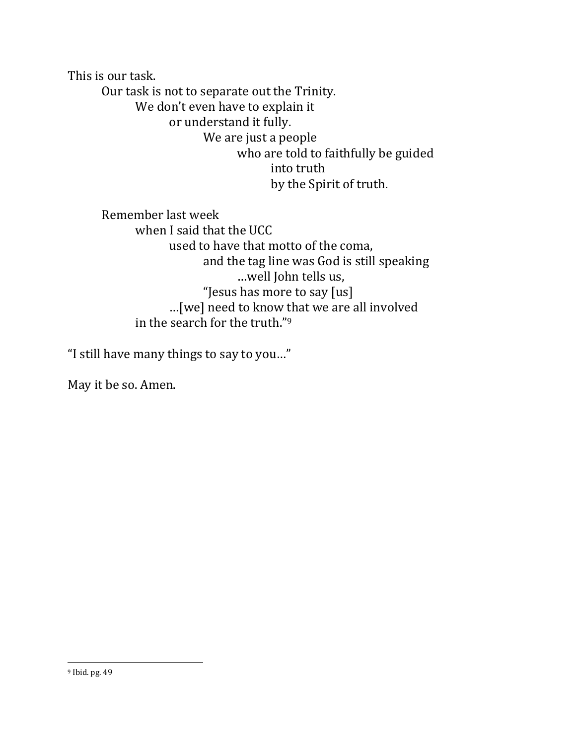This is our task.

Our task is not to separate out the Trinity.

We don't even have to explain it

or understand it fully.

We are just a people

who are told to faithfully be guided

into truth

by the Spirit of truth.

Remember last week

when I said that the UCC

used to have that motto of the coma,

and the tag line was God is still speaking

…well John tells us,

"Jesus has more to say [us]

…[we] need to know that we are all involved

in the search for the truth."[9]

"I still have many things to say to you…"

May it be so. Amen.

---

[9] Ibid. pg. 49